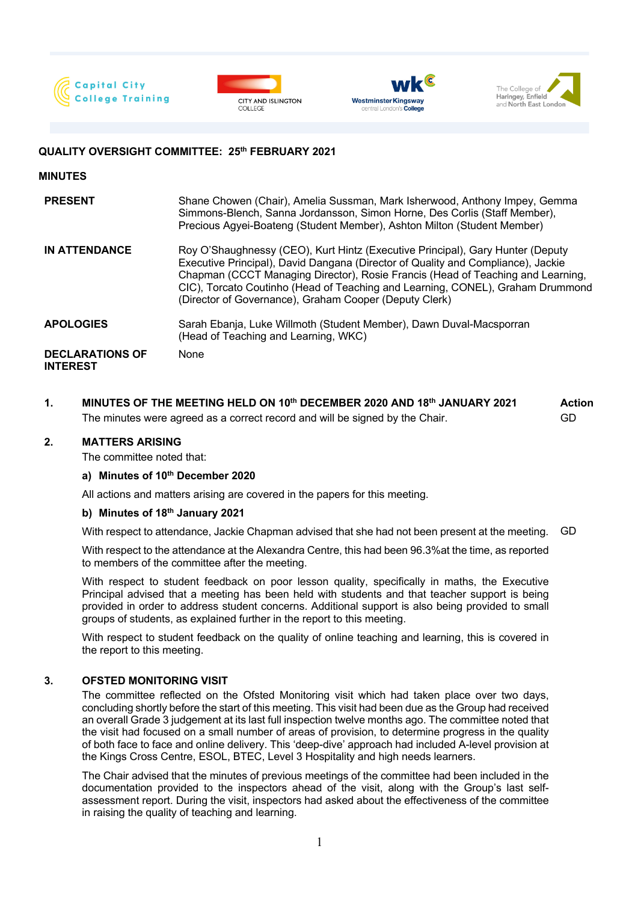Capital City College Training | City and Islington College | Westminster Kingsway College | The College of Haringey, Enfield and North East London

**QUALITY OVERSIGHT COMMITTEE: 25th FEBRUARY 2021**

**MINUTES**

| | |
|---|---|
| **PRESENT** | Shane Chowen (Chair), Amelia Sussman, Mark Isherwood, Anthony Impey, Gemma Simmons-Blench, Sanna Jordansson, Simon Horne, Des Corlis (Staff Member), Precious Agyei-Boateng (Student Member), Ashton Milton (Student Member) |
| **IN ATTENDANCE** | Roy O'Shaughnessy (CEO), Kurt Hintz (Executive Principal), Gary Hunter (Deputy Executive Principal), David Dangana (Director of Quality and Compliance), Jackie Chapman (CCCT Managing Director), Rosie Francis (Head of Teaching and Learning, CIC), Torcato Coutinho (Head of Teaching and Learning, CONEL), Graham Drummond (Director of Governance), Graham Cooper (Deputy Clerk) |
| **APOLOGIES** | Sarah Ebanja, Luke Willmoth (Student Member), Dawn Duval-Macsporran (Head of Teaching and Learning, WKC) |
| **DECLARATIONS OF INTEREST** | None |

## 1. MINUTES OF THE MEETING HELD ON 10th DECEMBER 2020 AND 18th JANUARY 2021 — **Action**

The minutes were agreed as a correct record and will be signed by the Chair. — GD

## 2. MATTERS ARISING

The committee noted that:

### a) Minutes of 10th December 2020

All actions and matters arising are covered in the papers for this meeting.

### b) Minutes of 18th January 2021

With respect to attendance, Jackie Chapman advised that she had not been present at the meeting. — GD

With respect to the attendance at the Alexandra Centre, this had been 96.3%at the time, as reported to members of the committee after the meeting.

With respect to student feedback on poor lesson quality, specifically in maths, the Executive Principal advised that a meeting has been held with students and that teacher support is being provided in order to address student concerns. Additional support is also being provided to small groups of students, as explained further in the report to this meeting.

With respect to student feedback on the quality of online teaching and learning, this is covered in the report to this meeting.

## 3. OFSTED MONITORING VISIT

The committee reflected on the Ofsted Monitoring visit which had taken place over two days, concluding shortly before the start of this meeting. This visit had been due as the Group had received an overall Grade 3 judgement at its last full inspection twelve months ago. The committee noted that the visit had focused on a small number of areas of provision, to determine progress in the quality of both face to face and online delivery. This 'deep-dive' approach had included A-level provision at the Kings Cross Centre, ESOL, BTEC, Level 3 Hospitality and high needs learners.

The Chair advised that the minutes of previous meetings of the committee had been included in the documentation provided to the inspectors ahead of the visit, along with the Group's last self-assessment report. During the visit, inspectors had asked about the effectiveness of the committee in raising the quality of teaching and learning.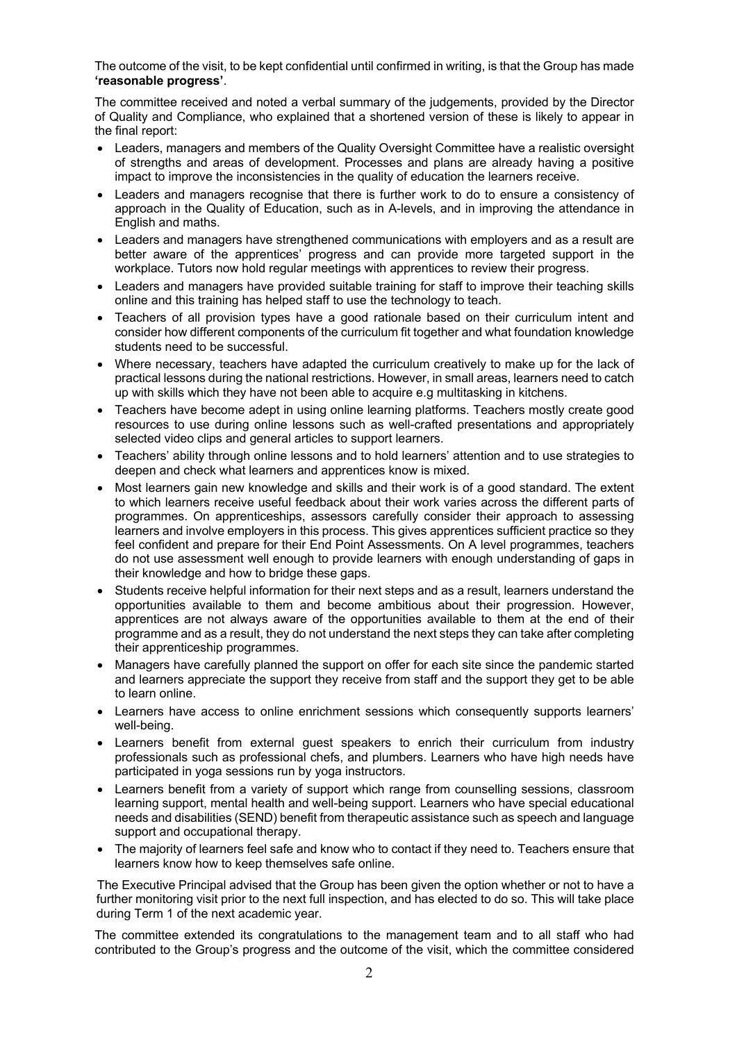The outcome of the visit, to be kept confidential until confirmed in writing, is that the Group has made **'reasonable progress'**.

The committee received and noted a verbal summary of the judgements, provided by the Director of Quality and Compliance, who explained that a shortened version of these is likely to appear in the final report:

- Leaders, managers and members of the Quality Oversight Committee have a realistic oversight of strengths and areas of development. Processes and plans are already having a positive impact to improve the inconsistencies in the quality of education the learners receive.
- Leaders and managers recognise that there is further work to do to ensure a consistency of approach in the Quality of Education, such as in A-levels, and in improving the attendance in English and maths.
- Leaders and managers have strengthened communications with employers and as a result are better aware of the apprentices' progress and can provide more targeted support in the workplace. Tutors now hold regular meetings with apprentices to review their progress.
- Leaders and managers have provided suitable training for staff to improve their teaching skills online and this training has helped staff to use the technology to teach.
- Teachers of all provision types have a good rationale based on their curriculum intent and consider how different components of the curriculum fit together and what foundation knowledge students need to be successful.
- Where necessary, teachers have adapted the curriculum creatively to make up for the lack of practical lessons during the national restrictions. However, in small areas, learners need to catch up with skills which they have not been able to acquire e.g multitasking in kitchens.
- Teachers have become adept in using online learning platforms. Teachers mostly create good resources to use during online lessons such as well-crafted presentations and appropriately selected video clips and general articles to support learners.
- Teachers' ability through online lessons and to hold learners' attention and to use strategies to deepen and check what learners and apprentices know is mixed.
- Most learners gain new knowledge and skills and their work is of a good standard. The extent to which learners receive useful feedback about their work varies across the different parts of programmes. On apprenticeships, assessors carefully consider their approach to assessing learners and involve employers in this process. This gives apprentices sufficient practice so they feel confident and prepare for their End Point Assessments. On A level programmes, teachers do not use assessment well enough to provide learners with enough understanding of gaps in their knowledge and how to bridge these gaps.
- Students receive helpful information for their next steps and as a result, learners understand the opportunities available to them and become ambitious about their progression. However, apprentices are not always aware of the opportunities available to them at the end of their programme and as a result, they do not understand the next steps they can take after completing their apprenticeship programmes.
- Managers have carefully planned the support on offer for each site since the pandemic started and learners appreciate the support they receive from staff and the support they get to be able to learn online.
- Learners have access to online enrichment sessions which consequently supports learners' well-being.
- Learners benefit from external guest speakers to enrich their curriculum from industry professionals such as professional chefs, and plumbers. Learners who have high needs have participated in yoga sessions run by yoga instructors.
- Learners benefit from a variety of support which range from counselling sessions, classroom learning support, mental health and well-being support. Learners who have special educational needs and disabilities (SEND) benefit from therapeutic assistance such as speech and language support and occupational therapy.
- The majority of learners feel safe and know who to contact if they need to. Teachers ensure that learners know how to keep themselves safe online.

The Executive Principal advised that the Group has been given the option whether or not to have a further monitoring visit prior to the next full inspection, and has elected to do so. This will take place during Term 1 of the next academic year.

The committee extended its congratulations to the management team and to all staff who had contributed to the Group's progress and the outcome of the visit, which the committee considered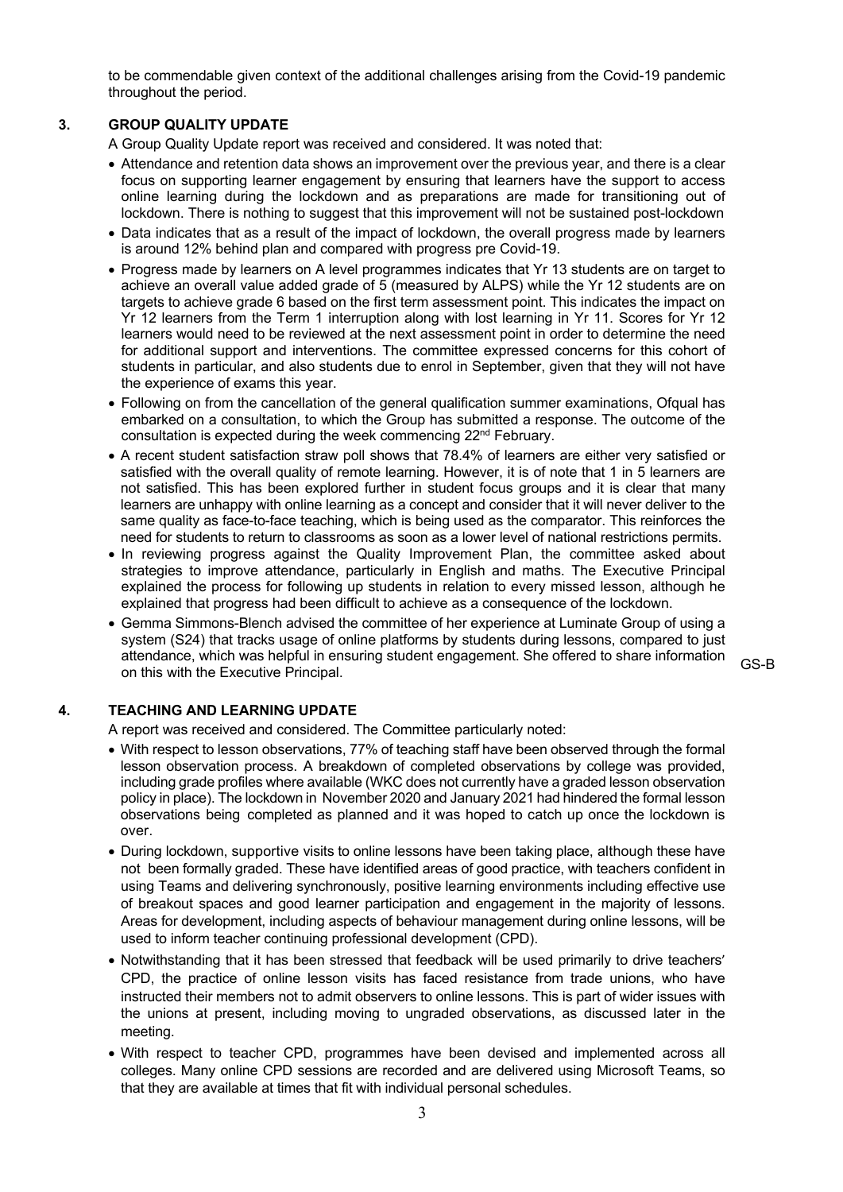to be commendable given context of the additional challenges arising from the Covid-19 pandemic throughout the period.

## 3. GROUP QUALITY UPDATE

A Group Quality Update report was received and considered. It was noted that:

- Attendance and retention data shows an improvement over the previous year, and there is a clear focus on supporting learner engagement by ensuring that learners have the support to access online learning during the lockdown and as preparations are made for transitioning out of lockdown. There is nothing to suggest that this improvement will not be sustained post-lockdown
- Data indicates that as a result of the impact of lockdown, the overall progress made by learners is around 12% behind plan and compared with progress pre Covid-19.
- Progress made by learners on A level programmes indicates that Yr 13 students are on target to achieve an overall value added grade of 5 (measured by ALPS) while the Yr 12 students are on targets to achieve grade 6 based on the first term assessment point. This indicates the impact on Yr 12 learners from the Term 1 interruption along with lost learning in Yr 11. Scores for Yr 12 learners would need to be reviewed at the next assessment point in order to determine the need for additional support and interventions. The committee expressed concerns for this cohort of students in particular, and also students due to enrol in September, given that they will not have the experience of exams this year.
- Following on from the cancellation of the general qualification summer examinations, Ofqual has embarked on a consultation, to which the Group has submitted a response. The outcome of the consultation is expected during the week commencing 22nd February.
- A recent student satisfaction straw poll shows that 78.4% of learners are either very satisfied or satisfied with the overall quality of remote learning. However, it is of note that 1 in 5 learners are not satisfied. This has been explored further in student focus groups and it is clear that many learners are unhappy with online learning as a concept and consider that it will never deliver to the same quality as face-to-face teaching, which is being used as the comparator. This reinforces the need for students to return to classrooms as soon as a lower level of national restrictions permits.
- In reviewing progress against the Quality Improvement Plan, the committee asked about strategies to improve attendance, particularly in English and maths. The Executive Principal explained the process for following up students in relation to every missed lesson, although he explained that progress had been difficult to achieve as a consequence of the lockdown.
- Gemma Simmons-Blench advised the committee of her experience at Luminate Group of using a system (S24) that tracks usage of online platforms by students during lessons, compared to just attendance, which was helpful in ensuring student engagement. She offered to share information on this with the Executive Principal. GS-B

## 4. TEACHING AND LEARNING UPDATE

A report was received and considered. The Committee particularly noted:

- With respect to lesson observations, 77% of teaching staff have been observed through the formal lesson observation process. A breakdown of completed observations by college was provided, including grade profiles where available (WKC does not currently have a graded lesson observation policy in place). The lockdown in November 2020 and January 2021 had hindered the formal lesson observations being completed as planned and it was hoped to catch up once the lockdown is over.
- During lockdown, supportive visits to online lessons have been taking place, although these have not been formally graded. These have identified areas of good practice, with teachers confident in using Teams and delivering synchronously, positive learning environments including effective use of breakout spaces and good learner participation and engagement in the majority of lessons. Areas for development, including aspects of behaviour management during online lessons, will be used to inform teacher continuing professional development (CPD).
- Notwithstanding that it has been stressed that feedback will be used primarily to drive teachers' CPD, the practice of online lesson visits has faced resistance from trade unions, who have instructed their members not to admit observers to online lessons. This is part of wider issues with the unions at present, including moving to ungraded observations, as discussed later in the meeting.
- With respect to teacher CPD, programmes have been devised and implemented across all colleges. Many online CPD sessions are recorded and are delivered using Microsoft Teams, so that they are available at times that fit with individual personal schedules.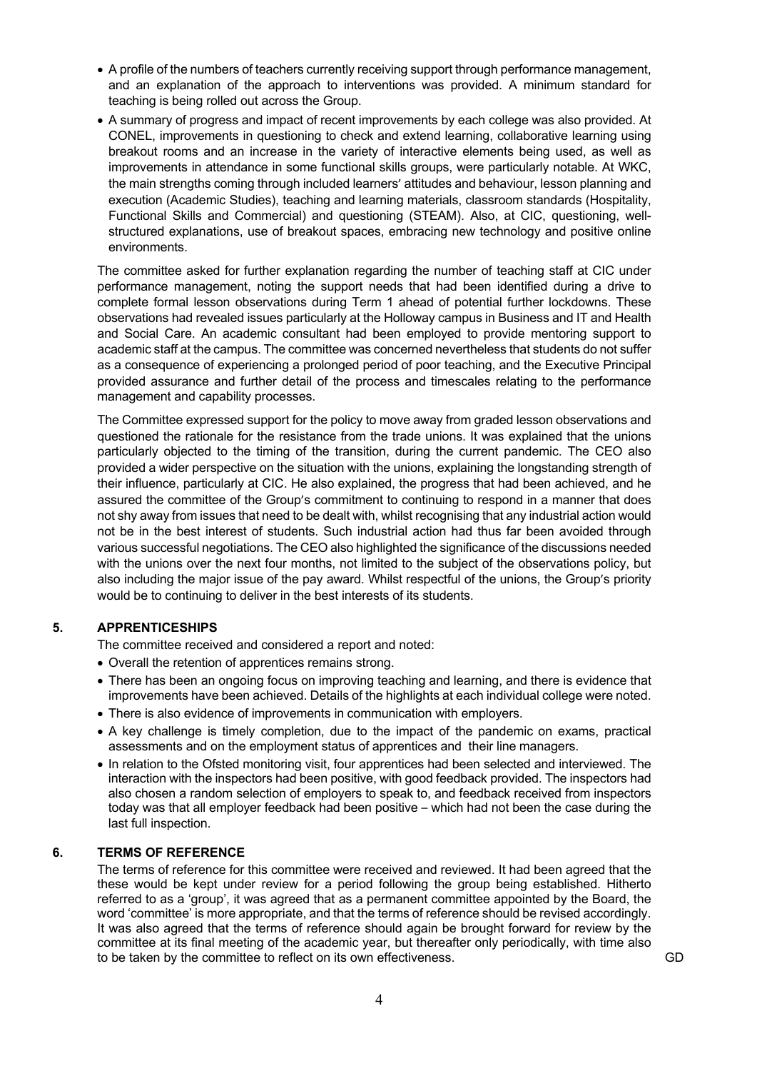- A profile of the numbers of teachers currently receiving support through performance management, and an explanation of the approach to interventions was provided. A minimum standard for teaching is being rolled out across the Group.
- A summary of progress and impact of recent improvements by each college was also provided. At CONEL, improvements in questioning to check and extend learning, collaborative learning using breakout rooms and an increase in the variety of interactive elements being used, as well as improvements in attendance in some functional skills groups, were particularly notable. At WKC, the main strengths coming through included learners' attitudes and behaviour, lesson planning and execution (Academic Studies), teaching and learning materials, classroom standards (Hospitality, Functional Skills and Commercial) and questioning (STEAM). Also, at CIC, questioning, well-structured explanations, use of breakout spaces, embracing new technology and positive online environments.

The committee asked for further explanation regarding the number of teaching staff at CIC under performance management, noting the support needs that had been identified during a drive to complete formal lesson observations during Term 1 ahead of potential further lockdowns. These observations had revealed issues particularly at the Holloway campus in Business and IT and Health and Social Care. An academic consultant had been employed to provide mentoring support to academic staff at the campus. The committee was concerned nevertheless that students do not suffer as a consequence of experiencing a prolonged period of poor teaching, and the Executive Principal provided assurance and further detail of the process and timescales relating to the performance management and capability processes.

The Committee expressed support for the policy to move away from graded lesson observations and questioned the rationale for the resistance from the trade unions. It was explained that the unions particularly objected to the timing of the transition, during the current pandemic. The CEO also provided a wider perspective on the situation with the unions, explaining the longstanding strength of their influence, particularly at CIC. He also explained, the progress that had been achieved, and he assured the committee of the Group's commitment to continuing to respond in a manner that does not shy away from issues that need to be dealt with, whilst recognising that any industrial action would not be in the best interest of students. Such industrial action had thus far been avoided through various successful negotiations. The CEO also highlighted the significance of the discussions needed with the unions over the next four months, not limited to the subject of the observations policy, but also including the major issue of the pay award. Whilst respectful of the unions, the Group's priority would be to continuing to deliver in the best interests of its students.

## 5. APPRENTICESHIPS

The committee received and considered a report and noted:

- Overall the retention of apprentices remains strong.
- There has been an ongoing focus on improving teaching and learning, and there is evidence that improvements have been achieved. Details of the highlights at each individual college were noted.
- There is also evidence of improvements in communication with employers.
- A key challenge is timely completion, due to the impact of the pandemic on exams, practical assessments and on the employment status of apprentices and their line managers.
- In relation to the Ofsted monitoring visit, four apprentices had been selected and interviewed. The interaction with the inspectors had been positive, with good feedback provided. The inspectors had also chosen a random selection of employers to speak to, and feedback received from inspectors today was that all employer feedback had been positive – which had not been the case during the last full inspection.

## 6. TERMS OF REFERENCE

The terms of reference for this committee were received and reviewed. It had been agreed that the these would be kept under review for a period following the group being established. Hitherto referred to as a 'group', it was agreed that as a permanent committee appointed by the Board, the word 'committee' is more appropriate, and that the terms of reference should be revised accordingly. It was also agreed that the terms of reference should again be brought forward for review by the committee at its final meeting of the academic year, but thereafter only periodically, with time also to be taken by the committee to reflect on its own effectiveness. GD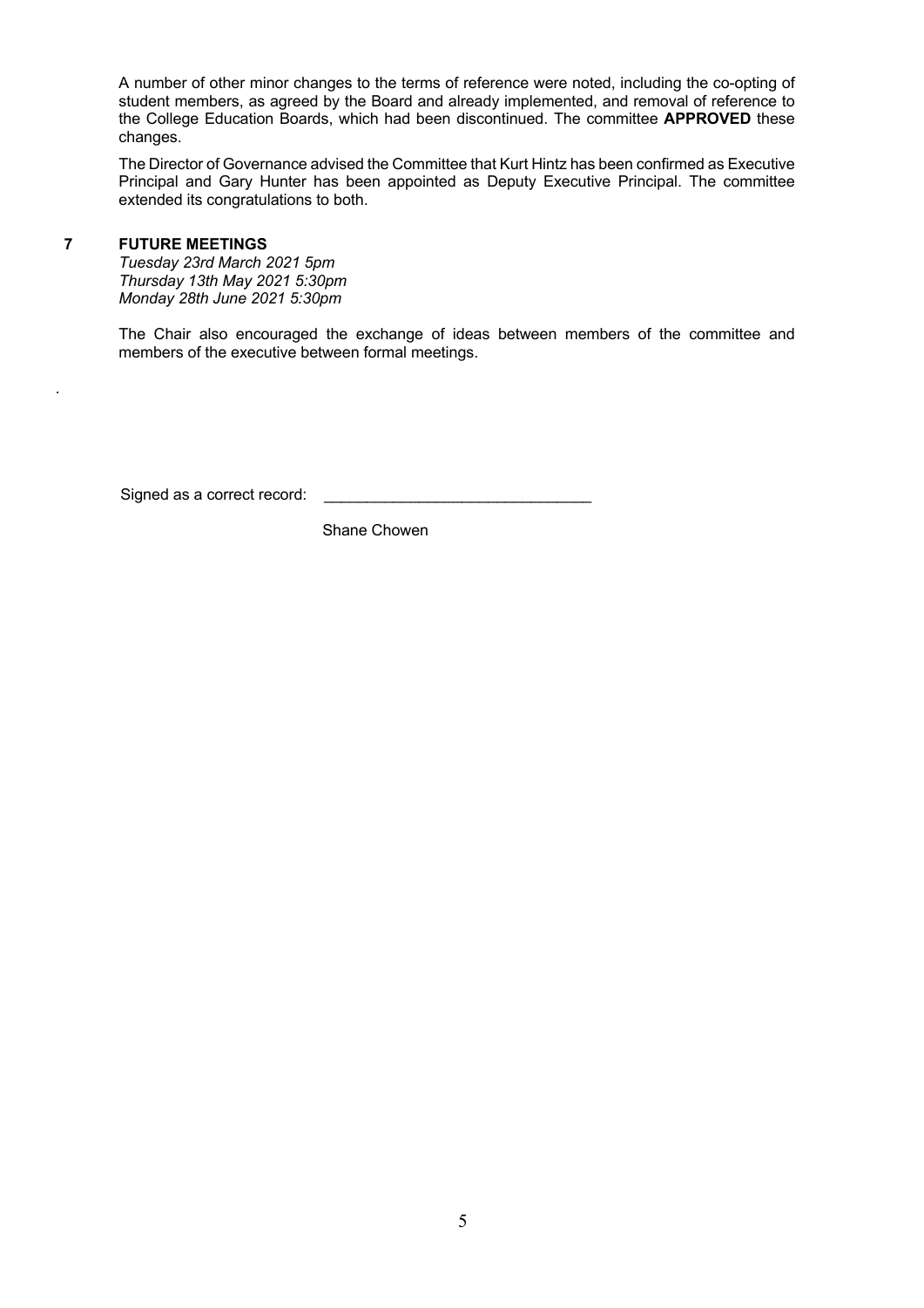A number of other minor changes to the terms of reference were noted, including the co-opting of student members, as agreed by the Board and already implemented, and removal of reference to the College Education Boards, which had been discontinued. The committee **APPROVED** these changes.

The Director of Governance advised the Committee that Kurt Hintz has been confirmed as Executive Principal and Gary Hunter has been appointed as Deputy Executive Principal. The committee extended its congratulations to both.

## 7 FUTURE MEETINGS

*Tuesday 23rd March 2021 5pm*
*Thursday 13th May 2021 5:30pm*
*Monday 28th June 2021 5:30pm*

The Chair also encouraged the exchange of ideas between members of the committee and members of the executive between formal meetings.

Signed as a correct record: _______________________________

Shane Chowen